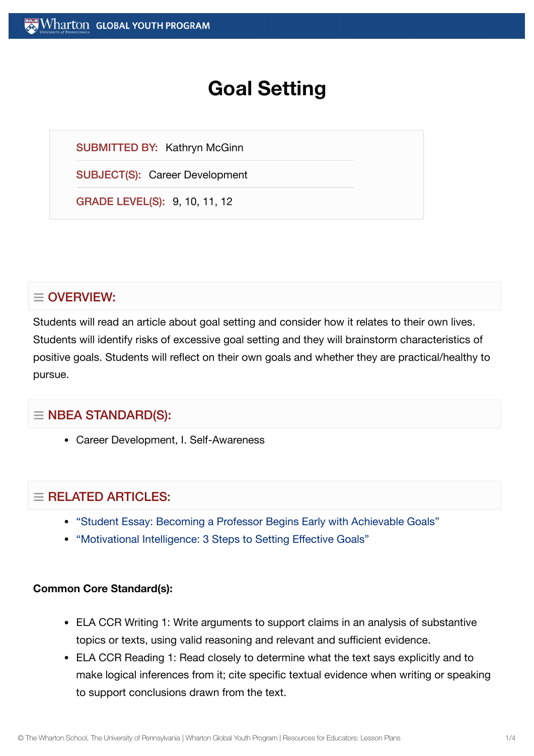# Goal Setting

**SUBMITTED BY:** Kathryn McGinn

**SUBJECT(S):** Career Development

**GRADE LEVEL(S):** 9, 10, 11, 12

## OVERVIEW:

Students will read an article about goal setting and consider how it relates to their own lives. Students will identify risks of excessive goal setting and they will brainstorm characteristics of positive goals. Students will reflect on their own goals and whether they are practical/healthy to pursue.

## NBEA STANDARD(S):

- Career Development, I. Self-Awareness

## RELATED ARTICLES:

- "Student Essay: Becoming a Professor Begins Early with Achievable Goals"
- "Motivational Intelligence: 3 Steps to Setting Effective Goals"

**Common Core Standard(s):**

- ELA CCR Writing 1: Write arguments to support claims in an analysis of substantive topics or texts, using valid reasoning and relevant and sufficient evidence.
- ELA CCR Reading 1: Read closely to determine what the text says explicitly and to make logical inferences from it; cite specific textual evidence when writing or speaking to support conclusions drawn from the text.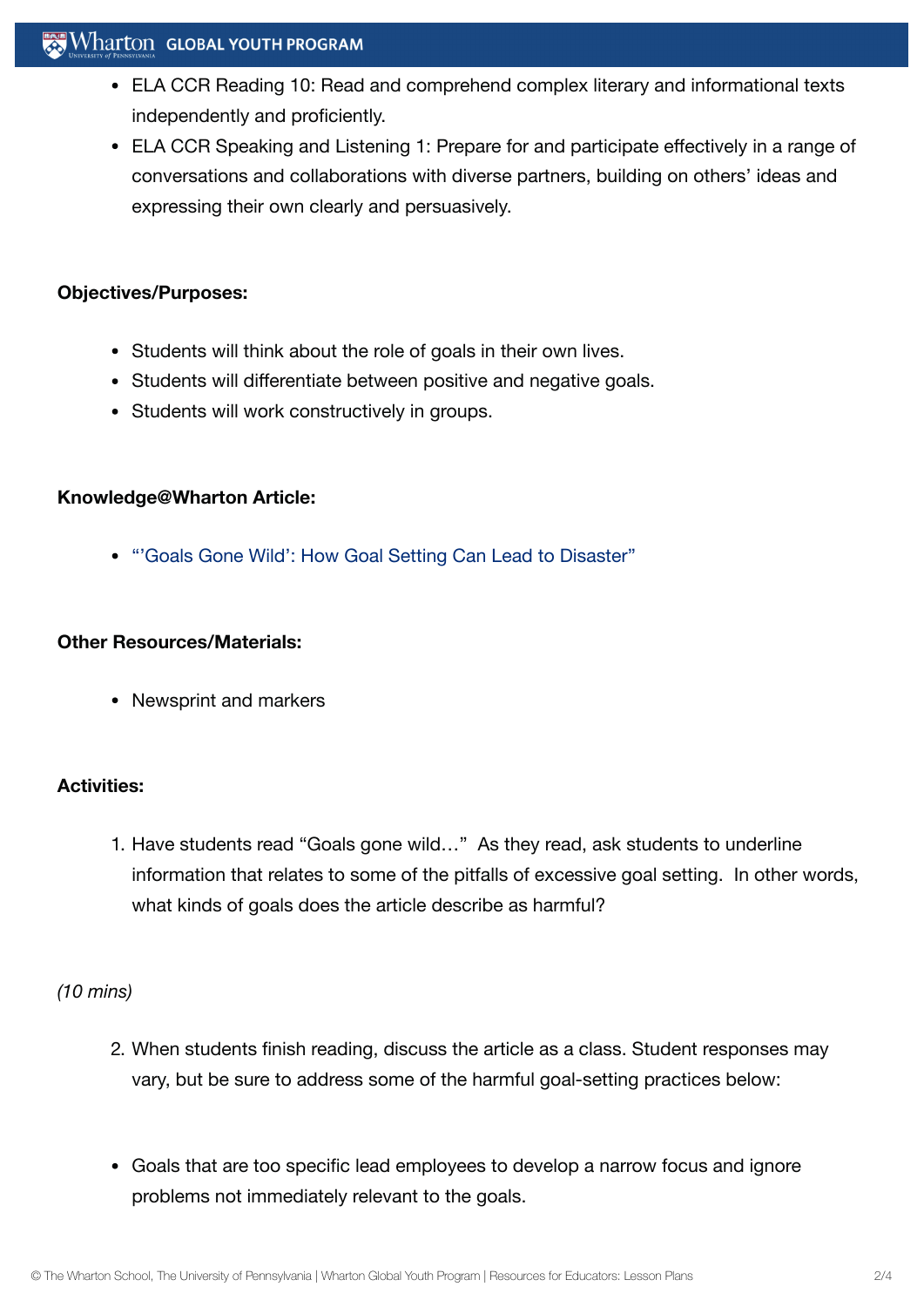- ELA CCR Reading 10: Read and comprehend complex literary and informational texts independently and proficiently.
- ELA CCR Speaking and Listening 1: Prepare for and participate effectively in a range of conversations and collaborations with diverse partners, building on others' ideas and expressing their own clearly and persuasively.

**Objectives/Purposes:**

- Students will think about the role of goals in their own lives.
- Students will differentiate between positive and negative goals.
- Students will work constructively in groups.

**Knowledge@Wharton Article:**

- "'Goals Gone Wild': How Goal Setting Can Lead to Disaster"

**Other Resources/Materials:**

- Newsprint and markers

**Activities:**

1. Have students read "Goals gone wild…" As they read, ask students to underline information that relates to some of the pitfalls of excessive goal setting. In other words, what kinds of goals does the article describe as harmful?

*(10 mins)*

2. When students finish reading, discuss the article as a class. Student responses may vary, but be sure to address some of the harmful goal-setting practices below:

- Goals that are too specific lead employees to develop a narrow focus and ignore problems not immediately relevant to the goals.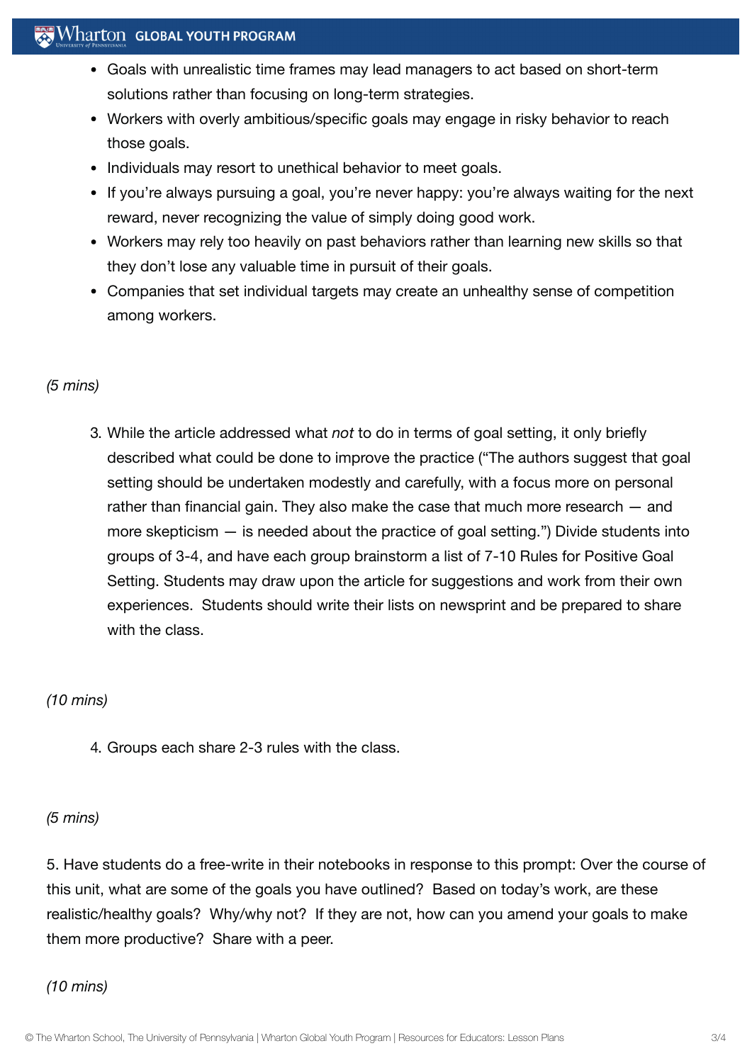- Goals with unrealistic time frames may lead managers to act based on short-term solutions rather than focusing on long-term strategies.
- Workers with overly ambitious/specific goals may engage in risky behavior to reach those goals.
- Individuals may resort to unethical behavior to meet goals.
- If you're always pursuing a goal, you're never happy: you're always waiting for the next reward, never recognizing the value of simply doing good work.
- Workers may rely too heavily on past behaviors rather than learning new skills so that they don't lose any valuable time in pursuit of their goals.
- Companies that set individual targets may create an unhealthy sense of competition among workers.

*(5 mins)*

3. While the article addressed what *not* to do in terms of goal setting, it only briefly described what could be done to improve the practice ("The authors suggest that goal setting should be undertaken modestly and carefully, with a focus more on personal rather than financial gain. They also make the case that much more research — and more skepticism — is needed about the practice of goal setting.") Divide students into groups of 3-4, and have each group brainstorm a list of 7-10 Rules for Positive Goal Setting. Students may draw upon the article for suggestions and work from their own experiences. Students should write their lists on newsprint and be prepared to share with the class.

*(10 mins)*

4. Groups each share 2-3 rules with the class.

*(5 mins)*

5. Have students do a free-write in their notebooks in response to this prompt: Over the course of this unit, what are some of the goals you have outlined? Based on today's work, are these realistic/healthy goals? Why/why not? If they are not, how can you amend your goals to make them more productive? Share with a peer.

*(10 mins)*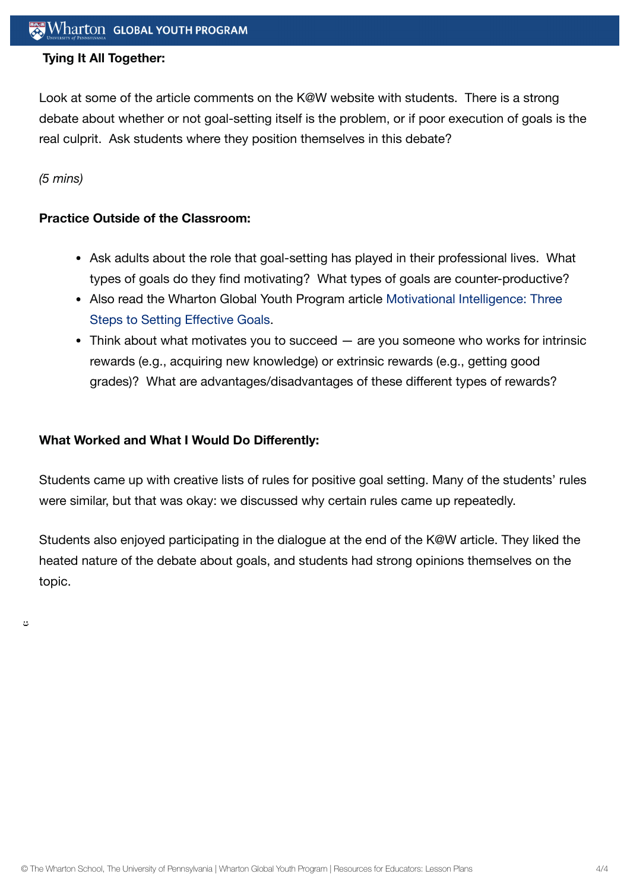**Tying It All Together:**

Look at some of the article comments on the K@W website with students. There is a strong debate about whether or not goal-setting itself is the problem, or if poor execution of goals is the real culprit. Ask students where they position themselves in this debate?

*(5 mins)*

**Practice Outside of the Classroom:**

- Ask adults about the role that goal-setting has played in their professional lives. What types of goals do they find motivating? What types of goals are counter-productive?
- Also read the Wharton Global Youth Program article Motivational Intelligence: Three Steps to Setting Effective Goals.
- Think about what motivates you to succeed — are you someone who works for intrinsic rewards (e.g., acquiring new knowledge) or extrinsic rewards (e.g., getting good grades)? What are advantages/disadvantages of these different types of rewards?

**What Worked and What I Would Do Differently:**

Students came up with creative lists of rules for positive goal setting. Many of the students' rules were similar, but that was okay: we discussed why certain rules came up repeatedly.

Students also enjoyed participating in the dialogue at the end of the K@W article. They liked the heated nature of the debate about goals, and students had strong opinions themselves on the topic.